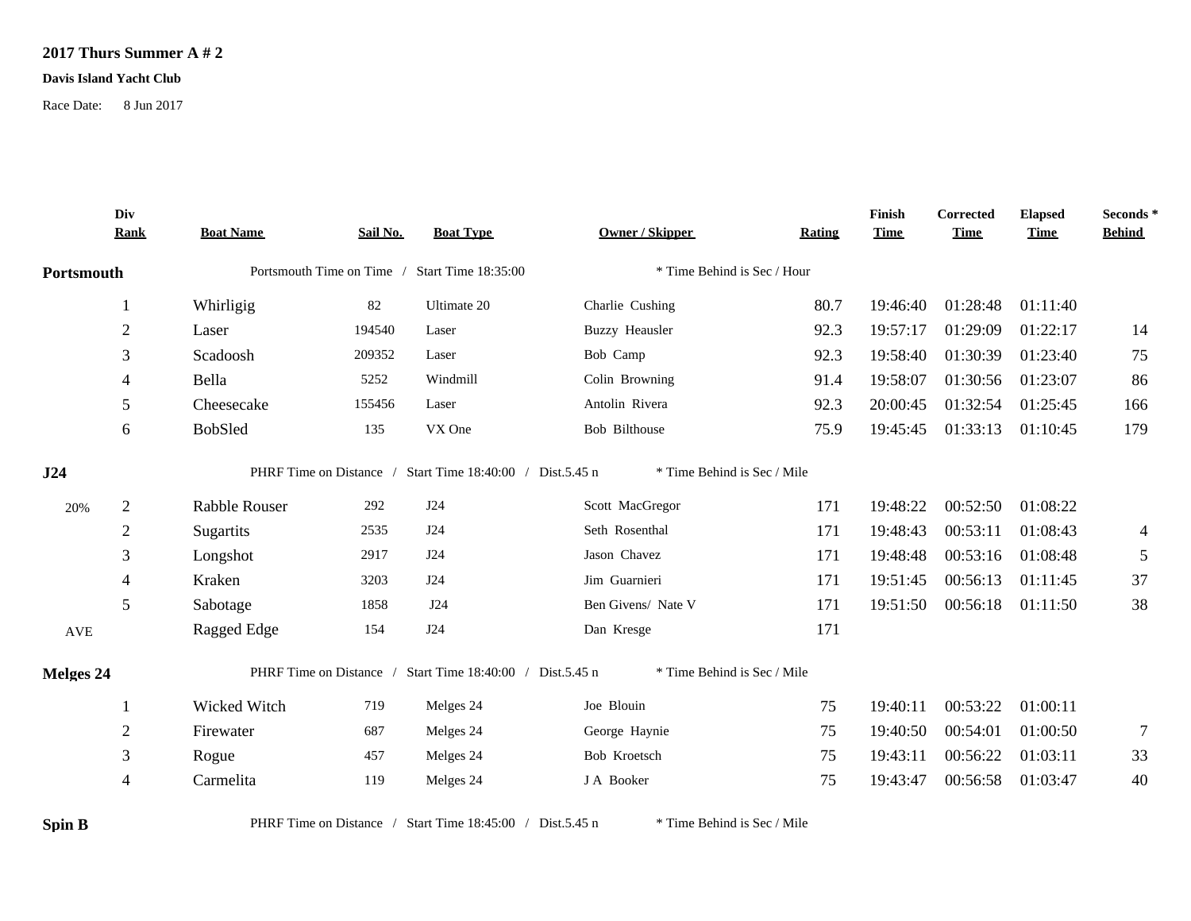**2017 Thurs Summer A # 2**

**Davis Island Yacht Club**

Race Date: 8 Jun 2017

| Div Rank | Boat Name | Sail No. | Boat Type | Owner / Skipper | Rating | Finish Time | Corrected Time | Elapsed Time | Seconds * Behind |
|---|---|---|---|---|---|---|---|---|---|
| **Portsmouth** | Portsmouth Time on Time / Start Time 18:35:00 | | | * Time Behind is Sec / Hour | | | | | |
| 1 | Whirligig | 82 | Ultimate 20 | Charlie Cushing | 80.7 | 19:46:40 | 01:28:48 | 01:11:40 | |
| 2 | Laser | 194540 | Laser | Buzzy Heausler | 92.3 | 19:57:17 | 01:29:09 | 01:22:17 | 14 |
| 3 | Scadoosh | 209352 | Laser | Bob Camp | 92.3 | 19:58:40 | 01:30:39 | 01:23:40 | 75 |
| 4 | Bella | 5252 | Windmill | Colin Browning | 91.4 | 19:58:07 | 01:30:56 | 01:23:07 | 86 |
| 5 | Cheesecake | 155456 | Laser | Antolin Rivera | 92.3 | 20:00:45 | 01:32:54 | 01:25:45 | 166 |
| 6 | BobSled | 135 | VX One | Bob Bilthouse | 75.9 | 19:45:45 | 01:33:13 | 01:10:45 | 179 |
| **J24** | PHRF Time on Distance / Start Time 18:40:00 / Dist.5.45 n | | | * Time Behind is Sec / Mile | | | | | |
| 20% 2 | Rabble Rouser | 292 | J24 | Scott MacGregor | 171 | 19:48:22 | 00:52:50 | 01:08:22 | |
| 2 | Sugartits | 2535 | J24 | Seth Rosenthal | 171 | 19:48:43 | 00:53:11 | 01:08:43 | 4 |
| 3 | Longshot | 2917 | J24 | Jason Chavez | 171 | 19:48:48 | 00:53:16 | 01:08:48 | 5 |
| 4 | Kraken | 3203 | J24 | Jim Guarnieri | 171 | 19:51:45 | 00:56:13 | 01:11:45 | 37 |
| 5 | Sabotage | 1858 | J24 | Ben Givens/ Nate V | 171 | 19:51:50 | 00:56:18 | 01:11:50 | 38 |
| AVE | Ragged Edge | 154 | J24 | Dan Kresge | 171 | | | | |
| **Melges 24** | PHRF Time on Distance / Start Time 18:40:00 / Dist.5.45 n | | | * Time Behind is Sec / Mile | | | | | |
| 1 | Wicked Witch | 719 | Melges 24 | Joe Blouin | 75 | 19:40:11 | 00:53:22 | 01:00:11 | |
| 2 | Firewater | 687 | Melges 24 | George Haynie | 75 | 19:40:50 | 00:54:01 | 01:00:50 | 7 |
| 3 | Rogue | 457 | Melges 24 | Bob Kroetsch | 75 | 19:43:11 | 00:56:22 | 01:03:11 | 33 |
| 4 | Carmelita | 119 | Melges 24 | J A Booker | 75 | 19:43:47 | 00:56:58 | 01:03:47 | 40 |
| **Spin B** | PHRF Time on Distance / Start Time 18:45:00 / Dist.5.45 n | | | * Time Behind is Sec / Mile | | | | | |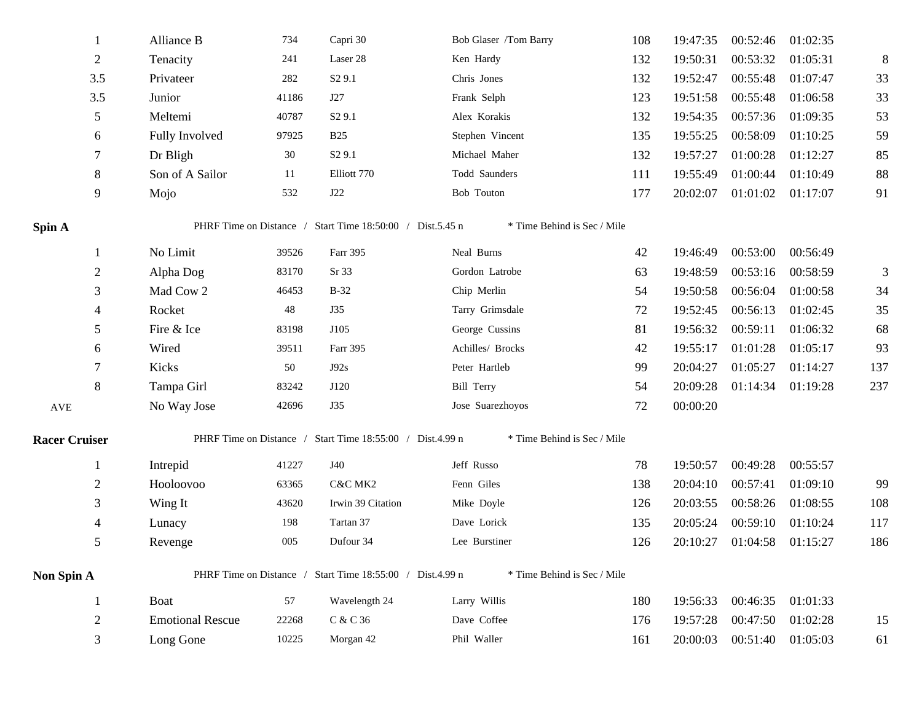| | | | | | | | | | |
|---|---|---|---|---|---|---|---|---|---|
| 1 | Alliance B | 734 | Capri 30 | Bob Glaser /Tom Barry | 108 | 19:47:35 | 00:52:46 | 01:02:35 | |
| 2 | Tenacity | 241 | Laser 28 | Ken Hardy | 132 | 19:50:31 | 00:53:32 | 01:05:31 | 8 |
| 3.5 | Privateer | 282 | S2 9.1 | Chris Jones | 132 | 19:52:47 | 00:55:48 | 01:07:47 | 33 |
| 3.5 | Junior | 41186 | J27 | Frank Selph | 123 | 19:51:58 | 00:55:48 | 01:06:58 | 33 |
| 5 | Meltemi | 40787 | S2 9.1 | Alex Korakis | 132 | 19:54:35 | 00:57:36 | 01:09:35 | 53 |
| 6 | Fully Involved | 97925 | B25 | Stephen Vincent | 135 | 19:55:25 | 00:58:09 | 01:10:25 | 59 |
| 7 | Dr Bligh | 30 | S2 9.1 | Michael Maher | 132 | 19:57:27 | 01:00:28 | 01:12:27 | 85 |
| 8 | Son of A Sailor | 11 | Elliott 770 | Todd Saunders | 111 | 19:55:49 | 01:00:44 | 01:10:49 | 88 |
| 9 | Mojo | 532 | J22 | Bob Touton | 177 | 20:02:07 | 01:01:02 | 01:17:07 | 91 |

**Spin A** PHRF Time on Distance / Start Time 18:50:00 / Dist.5.45 n * Time Behind is Sec / Mile

| | | | | | | | | | |
|---|---|---|---|---|---|---|---|---|---|
| 1 | No Limit | 39526 | Farr 395 | Neal Burns | 42 | 19:46:49 | 00:53:00 | 00:56:49 | |
| 2 | Alpha Dog | 83170 | Sr 33 | Gordon Latrobe | 63 | 19:48:59 | 00:53:16 | 00:58:59 | 3 |
| 3 | Mad Cow 2 | 46453 | B-32 | Chip Merlin | 54 | 19:50:58 | 00:56:04 | 01:00:58 | 34 |
| 4 | Rocket | 48 | J35 | Tarry Grimsdale | 72 | 19:52:45 | 00:56:13 | 01:02:45 | 35 |
| 5 | Fire & Ice | 83198 | J105 | George Cussins | 81 | 19:56:32 | 00:59:11 | 01:06:32 | 68 |
| 6 | Wired | 39511 | Farr 395 | Achilles/ Brocks | 42 | 19:55:17 | 01:01:28 | 01:05:17 | 93 |
| 7 | Kicks | 50 | J92s | Peter Hartleb | 99 | 20:04:27 | 01:05:27 | 01:14:27 | 137 |
| 8 | Tampa Girl | 83242 | J120 | Bill Terry | 54 | 20:09:28 | 01:14:34 | 01:19:28 | 237 |
| AVE | No Way Jose | 42696 | J35 | Jose Suarezhoyos | 72 | 00:00:20 | | | |

**Racer Cruiser** PHRF Time on Distance / Start Time 18:55:00 / Dist.4.99 n * Time Behind is Sec / Mile

| | | | | | | | | | |
|---|---|---|---|---|---|---|---|---|---|
| 1 | Intrepid | 41227 | J40 | Jeff Russo | 78 | 19:50:57 | 00:49:28 | 00:55:57 | |
| 2 | Hooloovoo | 63365 | C&C MK2 | Fenn Giles | 138 | 20:04:10 | 00:57:41 | 01:09:10 | 99 |
| 3 | Wing It | 43620 | Irwin 39 Citation | Mike Doyle | 126 | 20:03:55 | 00:58:26 | 01:08:55 | 108 |
| 4 | Lunacy | 198 | Tartan 37 | Dave Lorick | 135 | 20:05:24 | 00:59:10 | 01:10:24 | 117 |
| 5 | Revenge | 005 | Dufour 34 | Lee Burstiner | 126 | 20:10:27 | 01:04:58 | 01:15:27 | 186 |

**Non Spin A** PHRF Time on Distance / Start Time 18:55:00 / Dist.4.99 n * Time Behind is Sec / Mile

| | | | | | | | | | |
|---|---|---|---|---|---|---|---|---|---|
| 1 | Boat | 57 | Wavelength 24 | Larry Willis | 180 | 19:56:33 | 00:46:35 | 01:01:33 | |
| 2 | Emotional Rescue | 22268 | C & C 36 | Dave Coffee | 176 | 19:57:28 | 00:47:50 | 01:02:28 | 15 |
| 3 | Long Gone | 10225 | Morgan 42 | Phil Waller | 161 | 20:00:03 | 00:51:40 | 01:05:03 | 61 |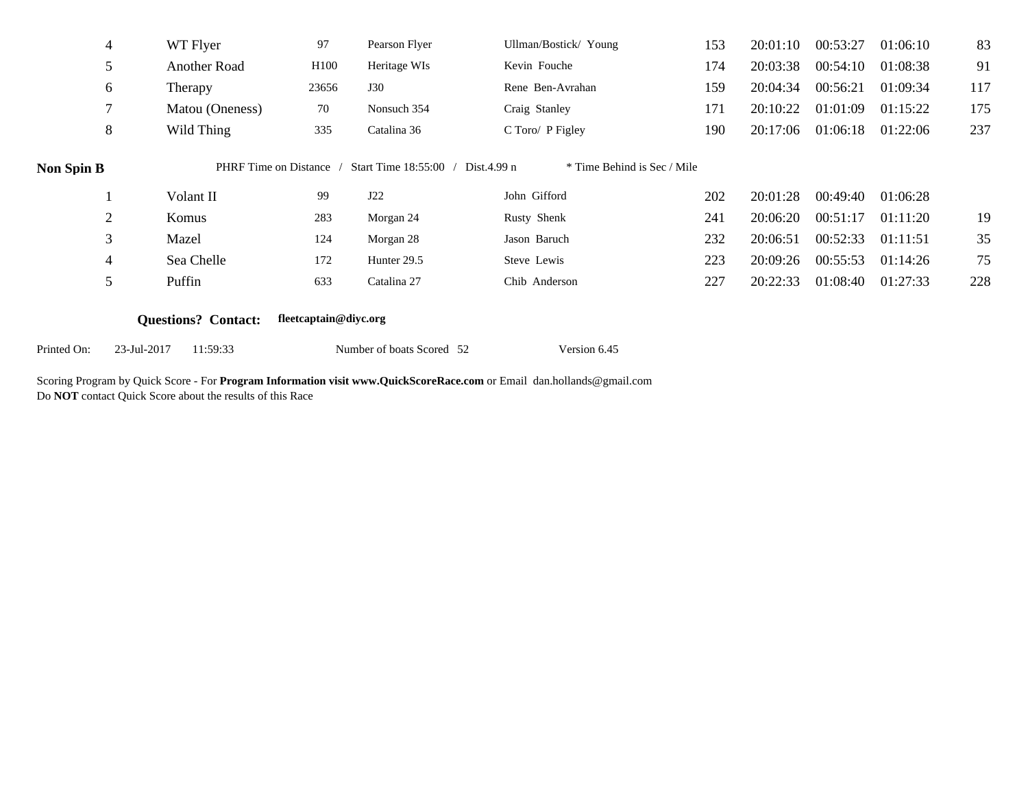| | | | | | | | | | |
|---|---|---|---|---|---|---|---|---|---|
| 4 | WT Flyer | 97 | Pearson Flyer | Ullman/Bostick/ Young | 153 | 20:01:10 | 00:53:27 | 01:06:10 | 83 |
| 5 | Another Road | H100 | Heritage WIs | Kevin Fouche | 174 | 20:03:38 | 00:54:10 | 01:08:38 | 91 |
| 6 | Therapy | 23656 | J30 | Rene Ben-Avrahan | 159 | 20:04:34 | 00:56:21 | 01:09:34 | 117 |
| 7 | Matou (Oneness) | 70 | Nonsuch 354 | Craig Stanley | 171 | 20:10:22 | 01:01:09 | 01:15:22 | 175 |
| 8 | Wild Thing | 335 | Catalina 36 | C Toro/ P Figley | 190 | 20:17:06 | 01:06:18 | 01:22:06 | 237 |

**Non Spin B** PHRF Time on Distance / Start Time 18:55:00 / Dist.4.99 n * Time Behind is Sec / Mile

| | | | | | | | | | |
|---|---|---|---|---|---|---|---|---|---|
| 1 | Volant II | 99 | J22 | John Gifford | 202 | 20:01:28 | 00:49:40 | 01:06:28 | |
| 2 | Komus | 283 | Morgan 24 | Rusty Shenk | 241 | 20:06:20 | 00:51:17 | 01:11:20 | 19 |
| 3 | Mazel | 124 | Morgan 28 | Jason Baruch | 232 | 20:06:51 | 00:52:33 | 01:11:51 | 35 |
| 4 | Sea Chelle | 172 | Hunter 29.5 | Steve Lewis | 223 | 20:09:26 | 00:55:53 | 01:14:26 | 75 |
| 5 | Puffin | 633 | Catalina 27 | Chib Anderson | 227 | 20:22:33 | 01:08:40 | 01:27:33 | 228 |

**Questions? Contact:** **fleetcaptain@diyc.org**

Printed On: 23-Jul-2017 11:59:33 Number of boats Scored 52 Version 6.45

Scoring Program by Quick Score - For **Program Information visit www.QuickScoreRace.com** or Email dan.hollands@gmail.com
Do **NOT** contact Quick Score about the results of this Race